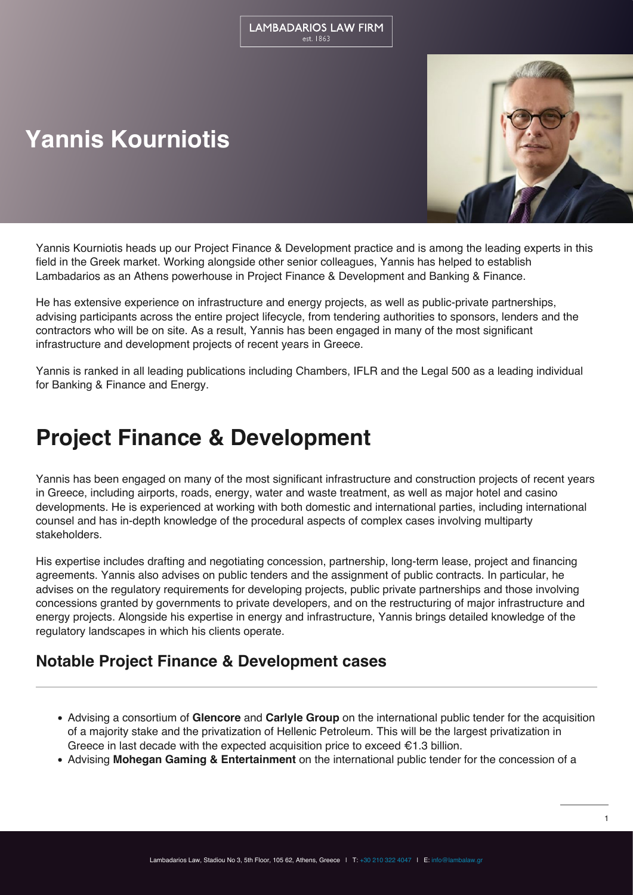LAMBADARIOS LAW FIRM
est. 1863

# Yannis Kourniotis

Yannis Kourniotis heads up our Project Finance & Development practice and is among the leading experts in this field in the Greek market. Working alongside other senior colleagues, Yannis has helped to establish Lambadarios as an Athens powerhouse in Project Finance & Development and Banking & Finance.

He has extensive experience on infrastructure and energy projects, as well as public-private partnerships, advising participants across the entire project lifecycle, from tendering authorities to sponsors, lenders and the contractors who will be on site. As a result, Yannis has been engaged in many of the most significant infrastructure and development projects of recent years in Greece.

Yannis is ranked in all leading publications including Chambers, IFLR and the Legal 500 as a leading individual for Banking & Finance and Energy.

# Project Finance & Development

Yannis has been engaged on many of the most significant infrastructure and construction projects of recent years in Greece, including airports, roads, energy, water and waste treatment, as well as major hotel and casino developments. He is experienced at working with both domestic and international parties, including international counsel and has in-depth knowledge of the procedural aspects of complex cases involving multiparty stakeholders.

His expertise includes drafting and negotiating concession, partnership, long-term lease, project and financing agreements. Yannis also advises on public tenders and the assignment of public contracts. In particular, he advises on the regulatory requirements for developing projects, public private partnerships and those involving concessions granted by governments to private developers, and on the restructuring of major infrastructure and energy projects. Alongside his expertise in energy and infrastructure, Yannis brings detailed knowledge of the regulatory landscapes in which his clients operate.

## Notable Project Finance & Development cases

- Advising a consortium of **Glencore** and **Carlyle Group** on the international public tender for the acquisition of a majority stake and the privatization of Hellenic Petroleum. This will be the largest privatization in Greece in last decade with the expected acquisition price to exceed €1.3 billion.
- Advising **Mohegan Gaming & Entertainment** on the international public tender for the concession of a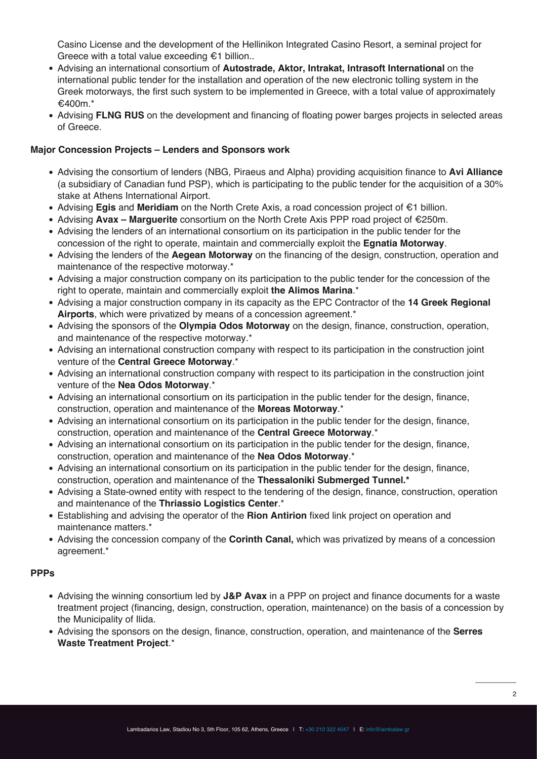Casino License and the development of the Hellinikon Integrated Casino Resort, a seminal project for Greece with a total value exceeding €1 billion..

- Advising an international consortium of **Autostrade, Aktor, Intrakat, Intrasoft International** on the international public tender for the installation and operation of the new electronic tolling system in the Greek motorways, the first such system to be implemented in Greece, with a total value of approximately €400m.*
- Advising **FLNG RUS** on the development and financing of floating power barges projects in selected areas of Greece.

### Major Concession Projects – Lenders and Sponsors work

- Advising the consortium of lenders (NBG, Piraeus and Alpha) providing acquisition finance to **Avi Alliance** (a subsidiary of Canadian fund PSP), which is participating to the public tender for the acquisition of a 30% stake at Athens International Airport.
- Advising **Egis** and **Meridiam** on the North Crete Axis, a road concession project of €1 billion.
- Advising **Avax – Marguerite** consortium on the North Crete Axis PPP road project of €250m.
- Advising the lenders of an international consortium on its participation in the public tender for the concession of the right to operate, maintain and commercially exploit the **Egnatia Motorway**.
- Advising the lenders of the **Aegean Motorway** on the financing of the design, construction, operation and maintenance of the respective motorway.*
- Advising a major construction company on its participation to the public tender for the concession of the right to operate, maintain and commercially exploit **the Alimos Marina**.*
- Advising a major construction company in its capacity as the EPC Contractor of the **14 Greek Regional Airports**, which were privatized by means of a concession agreement.*
- Advising the sponsors of the **Olympia Odos Motorway** on the design, finance, construction, operation, and maintenance of the respective motorway.*
- Advising an international construction company with respect to its participation in the construction joint venture of the **Central Greece Motorway**.*
- Advising an international construction company with respect to its participation in the construction joint venture of the **Nea Odos Motorway**.*
- Advising an international consortium on its participation in the public tender for the design, finance, construction, operation and maintenance of the **Moreas Motorway**.*
- Advising an international consortium on its participation in the public tender for the design, finance, construction, operation and maintenance of the **Central Greece Motorway**.*
- Advising an international consortium on its participation in the public tender for the design, finance, construction, operation and maintenance of the **Nea Odos Motorway**.*
- Advising an international consortium on its participation in the public tender for the design, finance, construction, operation and maintenance of the **Thessaloniki Submerged Tunnel.***
- Advising a State-owned entity with respect to the tendering of the design, finance, construction, operation and maintenance of the **Thriassio Logistics Center**.*
- Establishing and advising the operator of the **Rion Antirion** fixed link project on operation and maintenance matters.*
- Advising the concession company of the **Corinth Canal,** which was privatized by means of a concession agreement.*

### PPPs

- Advising the winning consortium led by **J&P Avax** in a PPP on project and finance documents for a waste treatment project (financing, design, construction, operation, maintenance) on the basis of a concession by the Municipality of Ilida.
- Advising the sponsors on the design, finance, construction, operation, and maintenance of the **Serres Waste Treatment Project**.*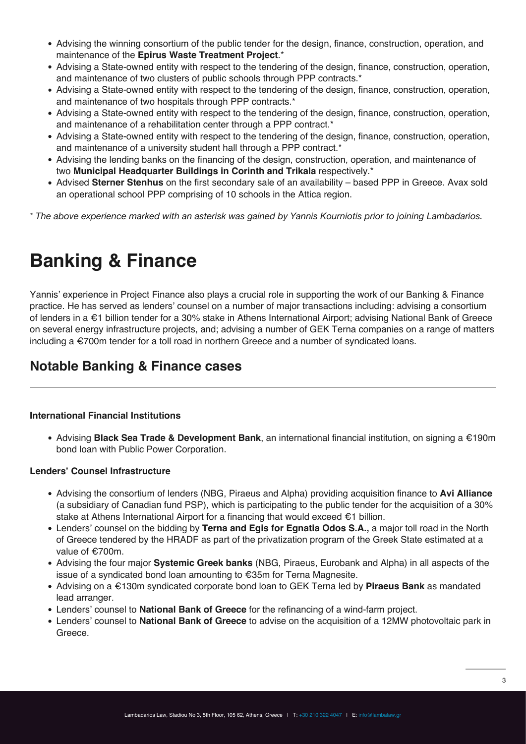- Advising the winning consortium of the public tender for the design, finance, construction, operation, and maintenance of the **Epirus Waste Treatment Project**.*
- Advising a State-owned entity with respect to the tendering of the design, finance, construction, operation, and maintenance of two clusters of public schools through PPP contracts.*
- Advising a State-owned entity with respect to the tendering of the design, finance, construction, operation, and maintenance of two hospitals through PPP contracts.*
- Advising a State-owned entity with respect to the tendering of the design, finance, construction, operation, and maintenance of a rehabilitation center through a PPP contract.*
- Advising a State-owned entity with respect to the tendering of the design, finance, construction, operation, and maintenance of a university student hall through a PPP contract.*
- Advising the lending banks on the financing of the design, construction, operation, and maintenance of two **Municipal Headquarter Buildings in Corinth and Trikala** respectively.*
- Advised **Sterner Stenhus** on the first secondary sale of an availability – based PPP in Greece. Avax sold an operational school PPP comprising of 10 schools in the Attica region.

*\* The above experience marked with an asterisk was gained by Yannis Kourniotis prior to joining Lambadarios.*

# Banking & Finance

Yannis' experience in Project Finance also plays a crucial role in supporting the work of our Banking & Finance practice. He has served as lenders' counsel on a number of major transactions including: advising a consortium of lenders in a €1 billion tender for a 30% stake in Athens International Airport; advising National Bank of Greece on several energy infrastructure projects, and; advising a number of GEK Terna companies on a range of matters including a €700m tender for a toll road in northern Greece and a number of syndicated loans.

## Notable Banking & Finance cases

**International Financial Institutions**

- Advising **Black Sea Trade & Development Bank**, an international financial institution, on signing a €190m bond loan with Public Power Corporation.

**Lenders' Counsel Infrastructure**

- Advising the consortium of lenders (NBG, Piraeus and Alpha) providing acquisition finance to **Avi Alliance** (a subsidiary of Canadian fund PSP), which is participating to the public tender for the acquisition of a 30% stake at Athens International Airport for a financing that would exceed €1 billion.
- Lenders' counsel on the bidding by **Terna and Egis for Egnatia Odos S.A.,** a major toll road in the North of Greece tendered by the HRADF as part of the privatization program of the Greek State estimated at a value of €700m.
- Advising the four major **Systemic Greek banks** (NBG, Piraeus, Eurobank and Alpha) in all aspects of the issue of a syndicated bond loan amounting to €35m for Terna Magnesite.
- Advising on a €130m syndicated corporate bond loan to GEK Terna led by **Piraeus Bank** as mandated lead arranger.
- Lenders' counsel to **National Bank of Greece** for the refinancing of a wind-farm project.
- Lenders' counsel to **National Bank of Greece** to advise on the acquisition of a 12MW photovoltaic park in Greece.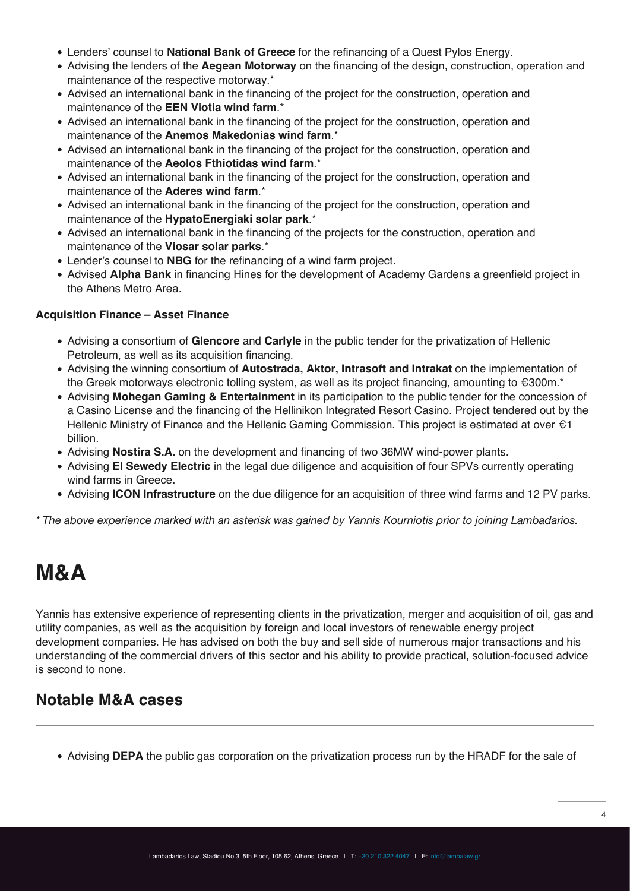- Lenders' counsel to **National Bank of Greece** for the refinancing of a Quest Pylos Energy.
- Advising the lenders of the **Aegean Motorway** on the financing of the design, construction, operation and maintenance of the respective motorway.*
- Advised an international bank in the financing of the project for the construction, operation and maintenance of the **EEN Viotia wind farm**.*
- Advised an international bank in the financing of the project for the construction, operation and maintenance of the **Anemos Makedonias wind farm**.*
- Advised an international bank in the financing of the project for the construction, operation and maintenance of the **Aeolos Fthiotidas wind farm**.*
- Advised an international bank in the financing of the project for the construction, operation and maintenance of the **Aderes wind farm**.*
- Advised an international bank in the financing of the project for the construction, operation and maintenance of the **HypatoEnergiaki solar park**.*
- Advised an international bank in the financing of the projects for the construction, operation and maintenance of the **Viosar solar parks**.*
- Lender's counsel to **NBG** for the refinancing of a wind farm project.
- Advised **Alpha Bank** in financing Hines for the development of Academy Gardens a greenfield project in the Athens Metro Area.

**Acquisition Finance – Asset Finance**

- Advising a consortium of **Glencore** and **Carlyle** in the public tender for the privatization of Hellenic Petroleum, as well as its acquisition financing.
- Advising the winning consortium of **Autostrada, Aktor, Intrasoft and Intrakat** on the implementation of the Greek motorways electronic tolling system, as well as its project financing, amounting to €300m.*
- Advising **Mohegan Gaming & Entertainment** in its participation to the public tender for the concession of a Casino License and the financing of the Hellinikon Integrated Resort Casino. Project tendered out by the Hellenic Ministry of Finance and the Hellenic Gaming Commission. This project is estimated at over €1 billion.
- Advising **Nostira S.A.** on the development and financing of two 36MW wind-power plants.
- Advising **El Sewedy Electric** in the legal due diligence and acquisition of four SPVs currently operating wind farms in Greece.
- Advising **ICON Infrastructure** on the due diligence for an acquisition of three wind farms and 12 PV parks.

*\* The above experience marked with an asterisk was gained by Yannis Kourniotis prior to joining Lambadarios.*

# M&A

Yannis has extensive experience of representing clients in the privatization, merger and acquisition of oil, gas and utility companies, as well as the acquisition by foreign and local investors of renewable energy project development companies. He has advised on both the buy and sell side of numerous major transactions and his understanding of the commercial drivers of this sector and his ability to provide practical, solution-focused advice is second to none.

## Notable M&A cases

- Advising **DEPA** the public gas corporation on the privatization process run by the HRADF for the sale of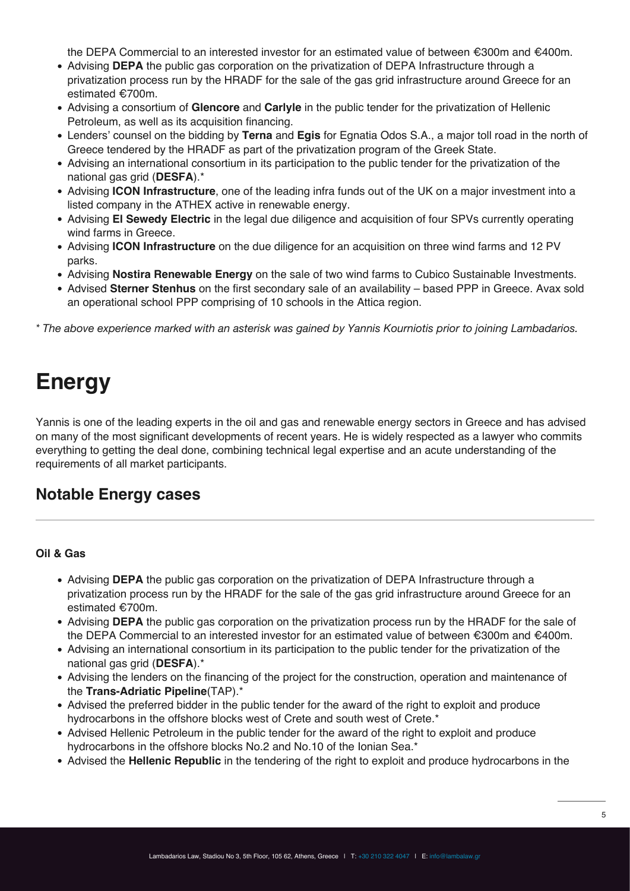the DEPA Commercial to an interested investor for an estimated value of between €300m and €400m.

- Advising **DEPA** the public gas corporation on the privatization of DEPA Infrastructure through a privatization process run by the HRADF for the sale of the gas grid infrastructure around Greece for an estimated €700m.
- Advising a consortium of **Glencore** and **Carlyle** in the public tender for the privatization of Hellenic Petroleum, as well as its acquisition financing.
- Lenders' counsel on the bidding by **Terna** and **Egis** for Egnatia Odos S.A., a major toll road in the north of Greece tendered by the HRADF as part of the privatization program of the Greek State.
- Advising an international consortium in its participation to the public tender for the privatization of the national gas grid (**DESFA**).*
- Advising **ICON Infrastructure**, one of the leading infra funds out of the UK on a major investment into a listed company in the ATHEX active in renewable energy.
- Advising **El Sewedy Electric** in the legal due diligence and acquisition of four SPVs currently operating wind farms in Greece.
- Advising **ICON Infrastructure** on the due diligence for an acquisition on three wind farms and 12 PV parks.
- Advising **Nostira Renewable Energy** on the sale of two wind farms to Cubico Sustainable Investments.
- Advised **Sterner Stenhus** on the first secondary sale of an availability – based PPP in Greece. Avax sold an operational school PPP comprising of 10 schools in the Attica region.

*\* The above experience marked with an asterisk was gained by Yannis Kourniotis prior to joining Lambadarios.*

# Energy

Yannis is one of the leading experts in the oil and gas and renewable energy sectors in Greece and has advised on many of the most significant developments of recent years. He is widely respected as a lawyer who commits everything to getting the deal done, combining technical legal expertise and an acute understanding of the requirements of all market participants.

## Notable Energy cases

#### Oil & Gas

- Advising **DEPA** the public gas corporation on the privatization of DEPA Infrastructure through a privatization process run by the HRADF for the sale of the gas grid infrastructure around Greece for an estimated €700m.
- Advising **DEPA** the public gas corporation on the privatization process run by the HRADF for the sale of the DEPA Commercial to an interested investor for an estimated value of between €300m and €400m.
- Advising an international consortium in its participation to the public tender for the privatization of the national gas grid (**DESFA**).*
- Advising the lenders on the financing of the project for the construction, operation and maintenance of the **Trans-Adriatic Pipeline**(TAP).*
- Advised the preferred bidder in the public tender for the award of the right to exploit and produce hydrocarbons in the offshore blocks west of Crete and south west of Crete.*
- Advised Hellenic Petroleum in the public tender for the award of the right to exploit and produce hydrocarbons in the offshore blocks No.2 and No.10 of the Ionian Sea.*
- Advised the **Hellenic Republic** in the tendering of the right to exploit and produce hydrocarbons in the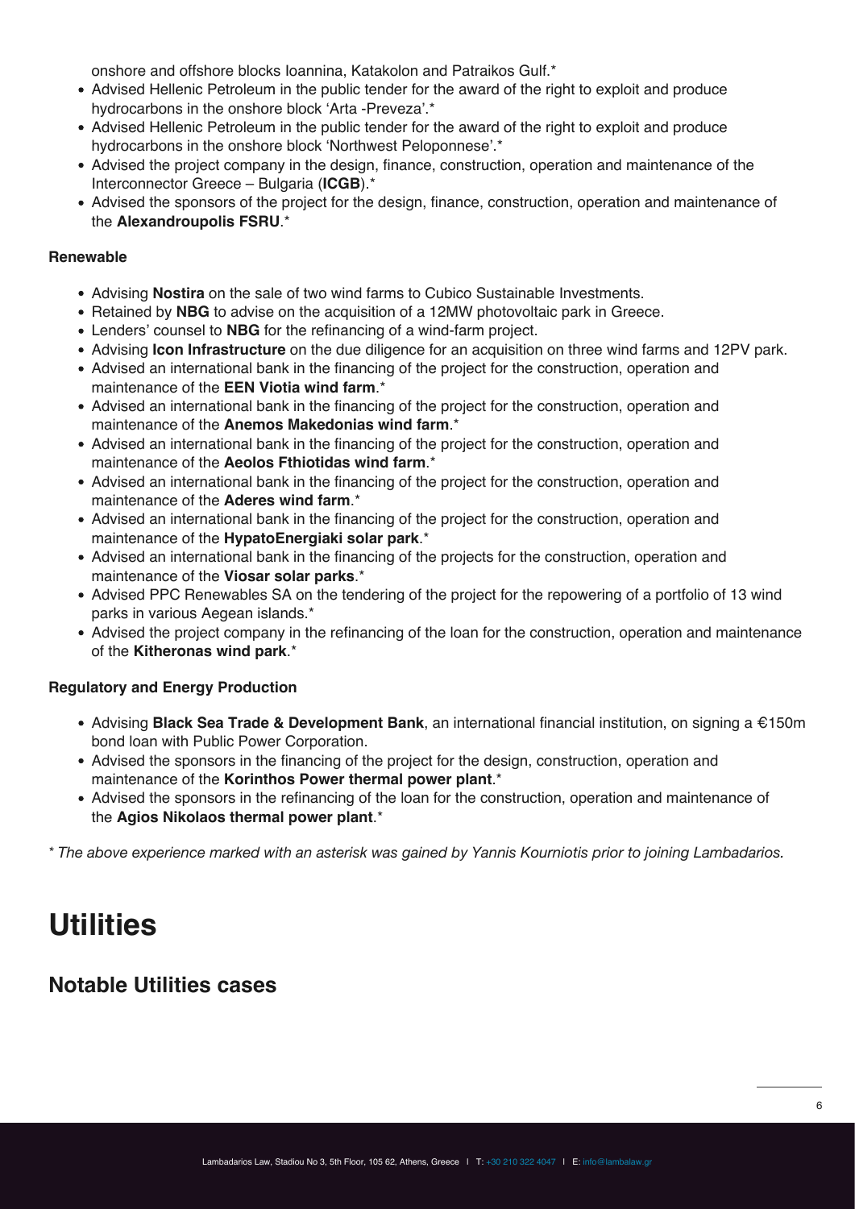onshore and offshore blocks Ioannina, Katakolon and Patraikos Gulf.*

- Advised Hellenic Petroleum in the public tender for the award of the right to exploit and produce hydrocarbons in the onshore block 'Arta -Preveza'.*
- Advised Hellenic Petroleum in the public tender for the award of the right to exploit and produce hydrocarbons in the onshore block 'Northwest Peloponnese'.*
- Advised the project company in the design, finance, construction, operation and maintenance of the Interconnector Greece – Bulgaria (**ICGB**).*
- Advised the sponsors of the project for the design, finance, construction, operation and maintenance of the **Alexandroupolis FSRU**.*

### Renewable

- Advising **Nostira** on the sale of two wind farms to Cubico Sustainable Investments.
- Retained by **NBG** to advise on the acquisition of a 12MW photovoltaic park in Greece.
- Lenders' counsel to **NBG** for the refinancing of a wind-farm project.
- Advising **Icon Infrastructure** on the due diligence for an acquisition on three wind farms and 12PV park.
- Advised an international bank in the financing of the project for the construction, operation and maintenance of the **EEN Viotia wind farm**.*
- Advised an international bank in the financing of the project for the construction, operation and maintenance of the **Anemos Makedonias wind farm**.*
- Advised an international bank in the financing of the project for the construction, operation and maintenance of the **Aeolos Fthiotidas wind farm**.*
- Advised an international bank in the financing of the project for the construction, operation and maintenance of the **Aderes wind farm**.*
- Advised an international bank in the financing of the project for the construction, operation and maintenance of the **HypatoEnergiaki solar park**.*
- Advised an international bank in the financing of the projects for the construction, operation and maintenance of the **Viosar solar parks**.*
- Advised PPC Renewables SA on the tendering of the project for the repowering of a portfolio of 13 wind parks in various Aegean islands.*
- Advised the project company in the refinancing of the loan for the construction, operation and maintenance of the **Kitheronas wind park**.*

### Regulatory and Energy Production

- Advising **Black Sea Trade & Development Bank**, an international financial institution, on signing a €150m bond loan with Public Power Corporation.
- Advised the sponsors in the financing of the project for the design, construction, operation and maintenance of the **Korinthos Power thermal power plant**.*
- Advised the sponsors in the refinancing of the loan for the construction, operation and maintenance of the **Agios Nikolaos thermal power plant**.*

*\* The above experience marked with an asterisk was gained by Yannis Kourniotis prior to joining Lambadarios.*

# Utilities

## Notable Utilities cases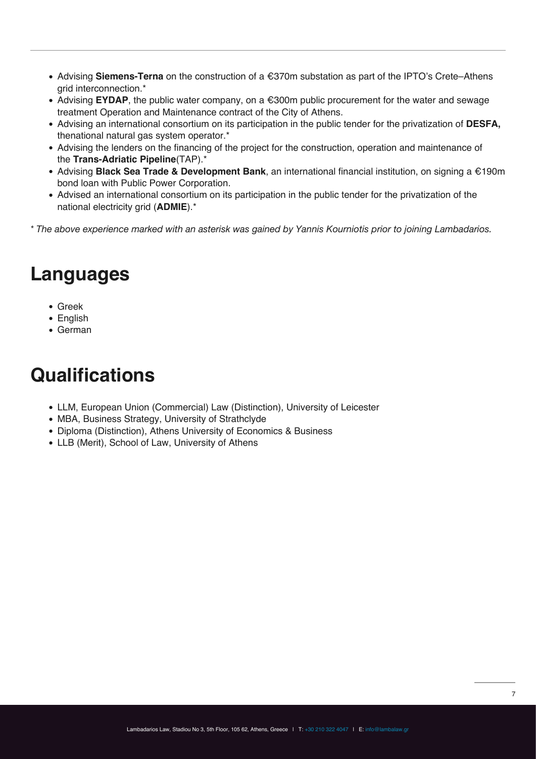- Advising **Siemens-Terna** on the construction of a €370m substation as part of the IPTO's Crete–Athens grid interconnection.*
- Advising **EYDAP**, the public water company, on a €300m public procurement for the water and sewage treatment Operation and Maintenance contract of the City of Athens.
- Advising an international consortium on its participation in the public tender for the privatization of **DESFA,** thenational natural gas system operator.*
- Advising the lenders on the financing of the project for the construction, operation and maintenance of the **Trans-Adriatic Pipeline**(TAP).*
- Advising **Black Sea Trade & Development Bank**, an international financial institution, on signing a €190m bond loan with Public Power Corporation.
- Advised an international consortium on its participation in the public tender for the privatization of the national electricity grid (**ADMIE**).*

*\* The above experience marked with an asterisk was gained by Yannis Kourniotis prior to joining Lambadarios.*

## Languages

- Greek
- English
- German

## Qualifications

- LLM, European Union (Commercial) Law (Distinction), University of Leicester
- MBA, Business Strategy, University of Strathclyde
- Diploma (Distinction), Athens University of Economics & Business
- LLB (Merit), School of Law, University of Athens